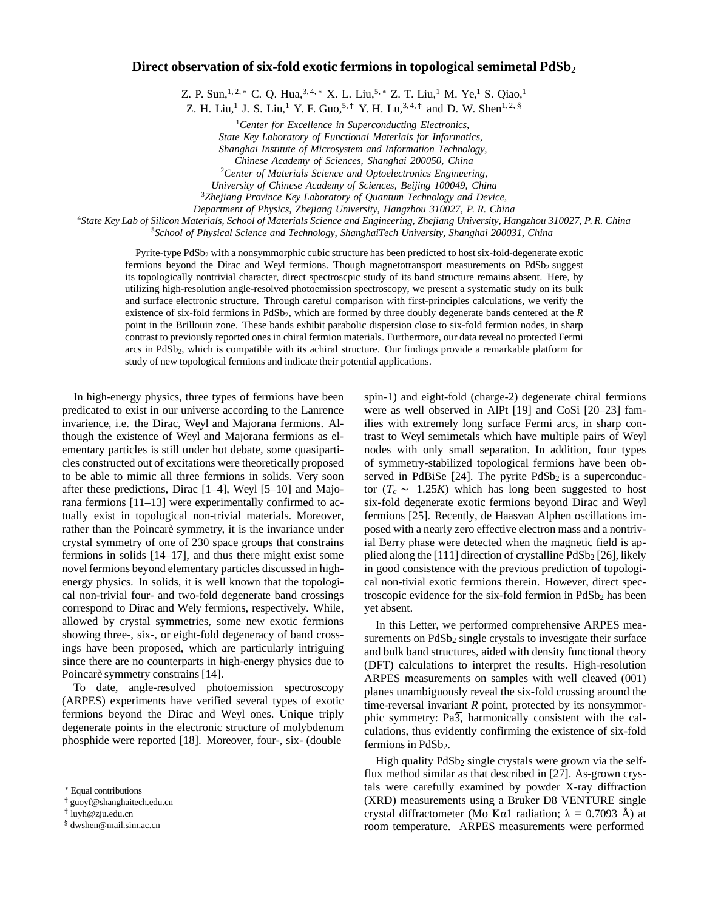# Direct observation of six-fold exotic fermions in topological semimetal $PdSb_2$

Z. P. Sun,[1,2,*] C. Q. Hua,[3,4,*] X. L. Liu,[5,*] Z. T. Liu,[1] M. Ye,[1] S. Qiao,[1]
Z. H. Liu,[1] J. S. Liu,[1] Y. F. Guo,[5,†] Y. H. Lu,[3,4,‡] and D. W. Shen[1,2,§]

[1]*Center for Excellence in Superconducting Electronics, State Key Laboratory of Functional Materials for Informatics, Shanghai Institute of Microsystem and Information Technology, Chinese Academy of Sciences, Shanghai 200050, China*
[2]*Center of Materials Science and Optoelectronics Engineering, University of Chinese Academy of Sciences, Beijing 100049, China*
[3]*Zhejiang Province Key Laboratory of Quantum Technology and Device, Department of Physics, Zhejiang University, Hangzhou 310027, P. R. China*
[4]*State Key Lab of Silicon Materials, School of Materials Science and Engineering, Zhejiang University, Hangzhou 310027, P. R. China*
[5]*School of Physical Science and Technology, ShanghaiTech University, Shanghai 200031, China*

Pyrite-type $PdSb_2$ with a nonsymmorphic cubic structure has been predicted to host six-fold-degenerate exotic fermions beyond the Dirac and Weyl fermions. Though magnetotransport measurements on $PdSb_2$ suggest its topologically nontrivial character, direct spectroscpic study of its band structure remains absent. Here, by utilizing high-resolution angle-resolved photoemission spectroscopy, we present a systematic study on its bulk and surface electronic structure. Through careful comparison with first-principles calculations, we verify the existence of six-fold fermions in $PdSb_2$, which are formed by three doubly degenerate bands centered at the $R$ point in the Brillouin zone. These bands exhibit parabolic dispersion close to six-fold fermion nodes, in sharp contrast to previously reported ones in chiral fermion materials. Furthermore, our data reveal no protected Fermi arcs in $PdSb_2$, which is compatible with its achiral structure. Our findings provide a remarkable platform for study of new topological fermions and indicate their potential applications.

In high-energy physics, three types of fermions have been predicated to exist in our universe according to the Lanrence invarience, i.e. the Dirac, Weyl and Majorana fermions. Although the existence of Weyl and Majorana fermions as elementary particles is still under hot debate, some quasiparticles constructed out of excitations were theoretically proposed to be able to mimic all three fermions in solids. Very soon after these predictions, Dirac [1–4], Weyl [5–10] and Majorana fermions [11–13] were experimentally confirmed to actually exist in topological non-trivial materials. Moreover, rather than the Poincarè symmetry, it is the invariance under crystal symmetry of one of 230 space groups that constrains fermions in solids [14–17], and thus there might exist some novel fermions beyond elementary particles discussed in high-energy physics. In solids, it is well known that the topological non-trivial four- and two-fold degenerate band crossings correspond to Dirac and Wely fermions, respectively. While, allowed by crystal symmetries, some new exotic fermions showing three-, six-, or eight-fold degeneracy of band crossings have been proposed, which are particularly intriguing since there are no counterparts in high-energy physics due to Poincarè symmetry constrains [14].

To date, angle-resolved photoemission spectroscopy (ARPES) experiments have verified several types of exotic fermions beyond the Dirac and Weyl ones. Unique triply degenerate points in the electronic structure of molybdenum phosphide were reported [18]. Moreover, four-, six- (double spin-1) and eight-fold (charge-2) degenerate chiral fermions were as well observed in AlPt [19] and CoSi [20–23] families with extremely long surface Fermi arcs, in sharp contrast to Weyl semimetals which have multiple pairs of Weyl nodes with only small separation. In addition, four types of symmetry-stabilized topological fermions have been observed in PdBiSe [24]. The pyrite $PdSb_2$ is a superconductor ($T_c \sim 1.25K$) which has long been suggested to host six-fold degenerate exotic fermions beyond Dirac and Weyl fermions [25]. Recently, de Haasvan Alphen oscillations imposed with a nearly zero effective electron mass and a nontrivial Berry phase were detected when the magnetic field is applied along the [111] direction of crystalline $PdSb_2$ [26], likely in good consistence with the previous prediction of topological non-tivial exotic fermions therein. However, direct spectroscopic evidence for the six-fold fermion in $PdSb_2$ has been yet absent.

In this Letter, we performed comprehensive ARPES measurements on $PdSb_2$ single crystals to investigate their surface and bulk band structures, aided with density functional theory (DFT) calculations to interpret the results. High-resolution ARPES measurements on samples with well cleaved (001) planes unambiguously reveal the six-fold crossing around the time-reversal invariant $R$ point, protected by its nonsymmorphic symmetry: $Pa\overline{3}$, harmonically consistent with the calculations, thus evidently confirming the existence of six-fold fermions in $PdSb_2$.

High quality $PdSb_2$ single crystals were grown via the self-flux method similar as that described in [27]. As-grown crystals were carefully examined by powder X-ray diffraction (XRD) measurements using a Bruker D8 VENTURE single crystal diffractometer (Mo K$\alpha$1 radiation; $\lambda$ = 0.7093 Å) at room temperature. ARPES measurements were performed

---

* Equal contributions
† guoyf@shanghaitech.edu.cn
‡ luyh@zju.edu.cn
§ dwshen@mail.sim.ac.cn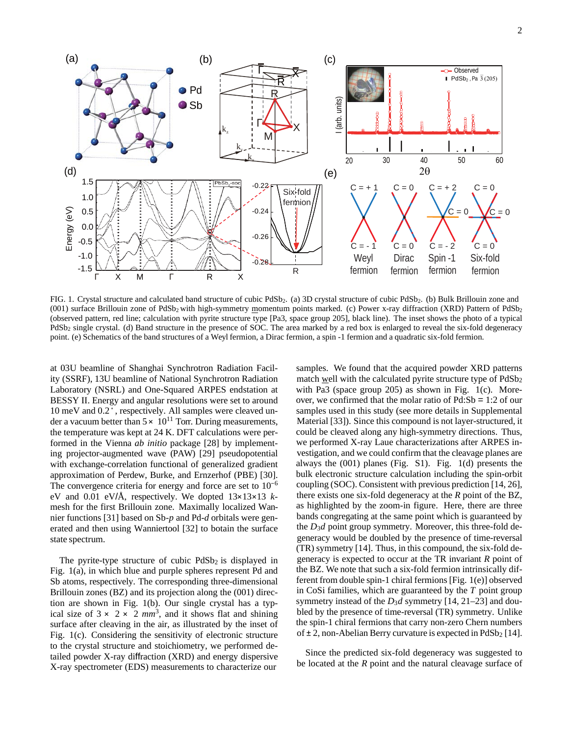FIG. 1. Crystal structure and calculated band structure of cubic $PdSb_2$. (a) 3D crystal structure of cubic $PdSb_2$. (b) Bulk Brillouin zone and (001) surface Brillouin zone of $PdSb_2$ with high-symmetry momentum points marked. (c) Power x-ray diffraction (XRD) Pattern of $PdSb_2$ (observed pattern, red line; calculation with pyrite structure type [Pa3, space group 205], black line). The inset shows the photo of a typical $PdSb_2$ single crystal. (d) Band structure in the presence of SOC. The area marked by a red box is enlarged to reveal the six-fold degeneracy point. (e) Schematics of the band structures of a Weyl fermion, a Dirac fermion, a spin -1 fermion and a quadratic six-fold fermion.

at 03U beamline of Shanghai Synchrotron Radiation Facility (SSRF), 13U beamline of National Synchrotron Radiation Laboratory (NSRL) and One-Squared ARPES endstation at BESSY II. Energy and angular resolutions were set to around 10 meV and 0.2$^\circ$, respectively. All samples were cleaved under a vacuum better than $5\times 10^{11}$ Torr. During measurements, the temperature was kept at 24 K. DFT calculations were performed in the Vienna *ab initio* package [28] by implementing projector-augmented wave (PAW) [29] pseudopotential with exchange-correlation functional of generalized gradient approximation of Perdew, Burke, and Ernzerhof (PBE) [30]. The convergence criteria for energy and force are set to $10^{-6}$ eV and 0.01 eV/Å, respectively. We dopted $13\times13\times13$ $k$-mesh for the first Brillouin zone. Maximally localized Wannier functions [31] based on Sb-$p$ and Pd-$d$ orbitals were generated and then using Wanniertool [32] to botain the surface state spectrum.

The pyrite-type structure of cubic $PdSb_2$ is displayed in Fig. 1(a), in which blue and purple spheres represent Pd and Sb atoms, respectively. The corresponding three-dimensional Brillouin zones (BZ) and its projection along the (001) direction are shown in Fig. 1(b). Our single crystal has a typical size of $3\times\ 2\times\ 2\ mm^3$, and it shows flat and shining surface after cleaving in the air, as illustrated by the inset of Fig. 1(c). Considering the sensitivity of electronic structure to the crystal structure and stoichiometry, we performed detailed powder X-ray diffraction (XRD) and energy dispersive X-ray spectrometer (EDS) measurements to characterize our samples. We found that the acquired powder XRD patterns match well with the calculated pyrite structure type of $PdSb_2$ with Pa3 (space group 205) as shown in Fig. 1(c). Moreover, we confirmed that the molar ratio of Pd:Sb = 1:2 of our samples used in this study (see more details in Supplemental Material [33]). Since this compound is not layer-structured, it could be cleaved along any high-symmetry directions. Thus, we performed X-ray Laue characterizations after ARPES investigation, and we could confirm that the cleavage planes are always the (001) planes (Fig. S1). Fig. 1(d) presents the bulk electronic structure calculation including the spin-orbit coupling (SOC). Consistent with previous prediction [14, 26], there exists one six-fold degeneracy at the $R$ point of the BZ, as highlighted by the zoom-in figure. Here, there are three bands congregating at the same point which is guaranteed by the $D_3d$ point group symmetry. Moreover, this three-fold degeneracy would be doubled by the presence of time-reversal (TR) symmetry [14]. Thus, in this compound, the six-fold degeneracy is expected to occur at the TR invariant $R$ point of the BZ. We note that such a six-fold fermion intrinsically different from double spin-1 chiral fermions [Fig. 1(e)] observed in CoSi families, which are guaranteed by the $T$ point group symmetry instead of the $D_3d$ symmetry [14, 21–23] and doubled by the presence of time-reversal (TR) symmetry. Unlike the spin-1 chiral fermions that carry non-zero Chern numbers of $\pm$ 2, non-Abelian Berry curvature is expected in $PdSb_2$ [14].

Since the predicted six-fold degeneracy was suggested to be located at the $R$ point and the natural cleavage surface of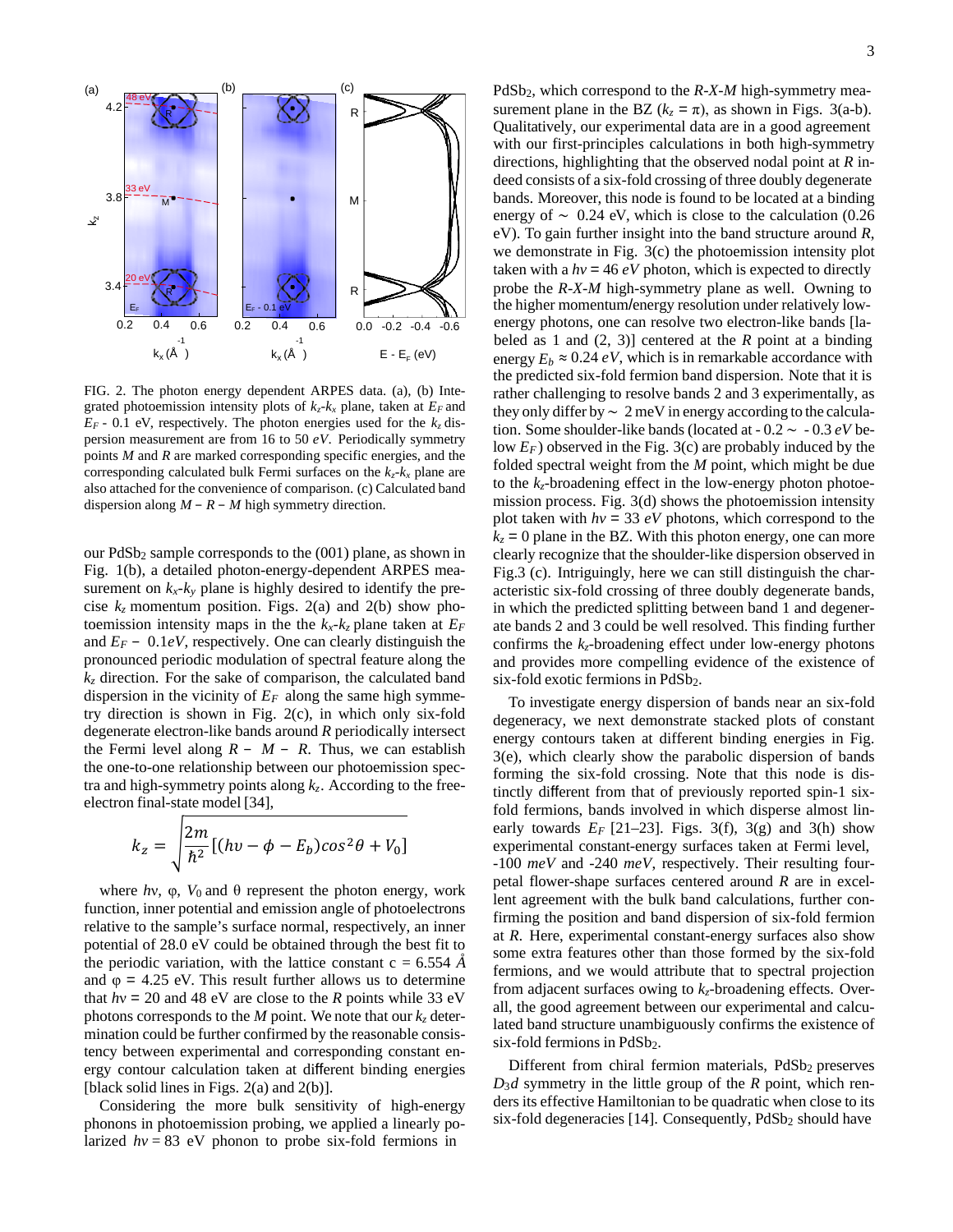FIG. 2. The photon energy dependent ARPES data. (a), (b) Integrated photoemission intensity plots of $k_z$-$k_x$ plane, taken at $E_F$ and $E_F$ - 0.1 eV, respectively. The photon energies used for the $k_z$ dispersion measurement are from 20 to 50 *eV*. Periodically symmetry points *M* and *R* are marked corresponding specific energies, and the corresponding calculated bulk Fermi surfaces on the $k_z$-$k_x$ plane are also attached for the convenience of comparison. (c) Calculated band dispersion along $M - R - M$ high symmetry direction.

our $PdSb_2$ sample corresponds to the (001) plane, as shown in Fig. 1(b), a detailed photon-energy-dependent ARPES measurement on $k_x$-$k_y$ plane is highly desired to identify the precise $k_z$ momentum position. Figs. 2(a) and 2(b) show photoemission intensity maps in the the $k_x$-$k_z$ plane taken at $E_F$ and $E_F - 0.1eV$, respectively. One can clearly distinguish the pronounced periodic modulation of spectral feature along the $k_z$ direction. For the sake of comparison, the calculated band dispersion in the vicinity of $E_F$ along the same high symmetry direction is shown in Fig. 2(c), in which only six-fold degenerate electron-like bands around *R* periodically intersect the Fermi level along $R - M - R$. Thus, we can establish the one-to-one relationship between our photoemission spectra and high-symmetry points along $k_z$. According to the free-electron final-state model [34],

$$k_z = \sqrt{\frac{2m}{\hbar^2}[(h\nu - \phi - E_b)cos^2\theta + V_0]}$$

where $h\nu$, φ, $V_0$ and θ represent the photon energy, work function, inner potential and emission angle of photoelectrons relative to the sample's surface normal, respectively, an inner potential of 28.0 eV could be obtained through the best fit to the periodic variation, with the lattice constant c = 6.554 Å and φ = 4.25 eV. This result further allows us to determine that $h\nu$ = 20 and 48 eV are close to the *R* points while 33 eV photons corresponds to the *M* point. We note that our $k_z$ determination could be further confirmed by the reasonable consistency between experimental and corresponding constant energy contour calculation taken at different binding energies [black solid lines in Figs. 2(a) and 2(b)].

Considering the more bulk sensitivity of high-energy phonons in photoemission probing, we applied a linearly polarized $h\nu$ = 83 eV phonon to probe six-fold fermions in $PdSb_2$, which correspond to the *R-X-M* high-symmetry measurement plane in the BZ ($k_z = \pi$), as shown in Figs. 3(a-b). Qualitatively, our experimental data are in a good agreement with our first-principles calculations in both high-symmetry directions, highlighting that the observed nodal point at *R* indeed consists of a six-fold crossing of three doubly degenerate bands. Moreover, this node is found to be located at a binding energy of ∼ 0.24 eV, which is close to the calculation (0.26 eV). To gain further insight into the band structure around *R*, we demonstrate in Fig. 3(c) the photoemission intensity plot taken with a $h\nu = 46$ *eV* photon, which is expected to directly probe the *R-X-M* high-symmetry plane as well. Owning to the higher momentum/energy resolution under relatively low-energy photons, one can resolve two electron-like bands [labeled as 1 and (2, 3)] centered at the *R* point at a binding energy $E_b \approx 0.24$ *eV*, which is in remarkable accordance with the predicted six-fold fermion band dispersion. Note that it is rather challenging to resolve bands 2 and 3 experimentally, as they only differ by ∼ 2 meV in energy according to the calculation. Some shoulder-like bands (located at - 0.2 ∼ - 0.3 *eV* below $E_F$) observed in the Fig. 3(c) are probably induced by the folded spectral weight from the *M* point, which might be due to the $k_z$-broadening effect in the low-energy photon photoemission process. Fig. 3(d) shows the photoemission intensity plot taken with $h\nu = 33$ *eV* photons, which correspond to the $k_z = 0$ plane in the BZ. With this photon energy, one can more clearly recognize that the shoulder-like dispersion observed in Fig.3 (c). Intriguingly, here we can still distinguish the characteristic six-fold crossing of three doubly degenerate bands, in which the predicted splitting between band 1 and degenerate bands 2 and 3 could be well resolved. This finding further confirms the $k_z$-broadening effect under low-energy photons and provides more compelling evidence of the existence of six-fold exotic fermions in $PdSb_2$.

To investigate energy dispersion of bands near an six-fold degeneracy, we next demonstrate stacked plots of constant energy contours taken at different binding energies in Fig. 3(e), which clearly show the parabolic dispersion of bands forming the six-fold crossing. Note that this node is distinctly different from that of previously reported spin-1 six-fold fermions, bands involved in which disperse almost linearly towards $E_F$ [21–23]. Figs. 3(f), 3(g) and 3(h) show experimental constant-energy surfaces taken at Fermi level, -100 *meV* and -240 *meV*, respectively. Their resulting four-petal flower-shape surfaces centered around *R* are in excellent agreement with the bulk band calculations, further confirming the position and band dispersion of six-fold fermion at *R*. Here, experimental constant-energy surfaces also show some extra features other than those formed by the six-fold fermions, and we would attribute that to spectral projection from adjacent surfaces owing to $k_z$-broadening effects. Overall, the good agreement between our experimental and calculated band structure unambiguously confirms the existence of six-fold fermions in $PdSb_2$.

Different from chiral fermion materials, $PdSb_2$ preserves $D_3d$ symmetry in the little group of the *R* point, which renders its effective Hamiltonian to be quadratic when close to its six-fold degeneracies [14]. Consequently, $PdSb_2$ should have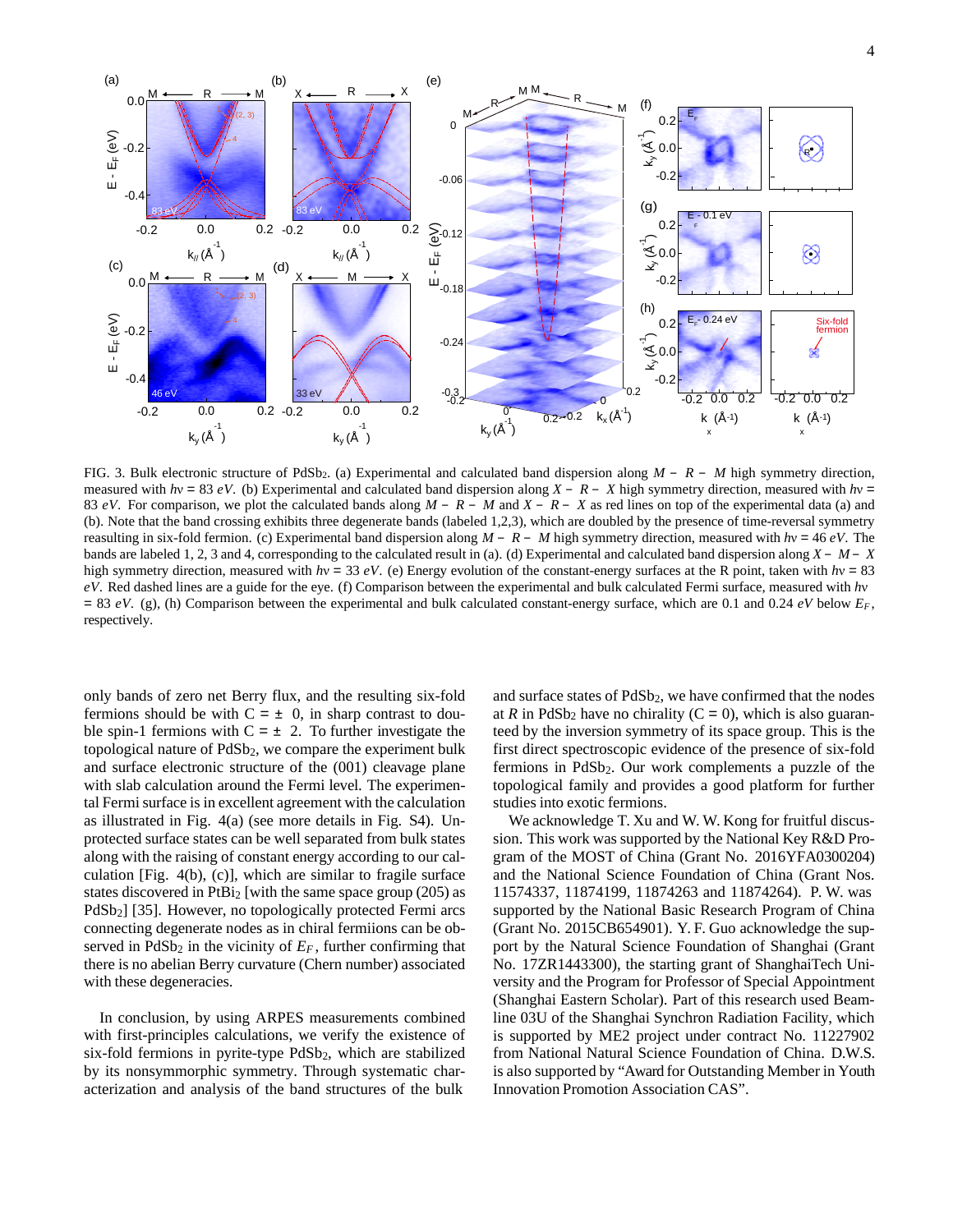FIG. 3. Bulk electronic structure of $PdSb_2$. (a) Experimental and calculated band dispersion along $M - R - M$ high symmetry direction, measured with $h\nu = 83$ $eV$. (b) Experimental and calculated band dispersion along $X - R - X$ high symmetry direction, measured with $h\nu = 83$ $eV$. For comparison, we plot the calculated bands along $M - R - M$ and $X - R - X$ as red lines on top of the experimental data (a) and (b). Note that the band crossing exhibits three degenerate bands (labeled 1,2,3), which are doubled by the presence of time-reversal symmetry reasulting in six-fold fermion. (c) Experimental band dispersion along $M - R - M$ high symmetry direction, measured with $h\nu = 46$ $eV$. The bands are labeled 1, 2, 3 and 4, corresponding to the calculated result in (a). (d) Experimental and calculated band dispersion along $X - M - X$ high symmetry direction, measured with $h\nu = 33$ $eV$. (e) Energy evolution of the constant-energy surfaces at the R point, taken with $h\nu = 83$ $eV$. Red dashed lines are a guide for the eye. (f) Comparison between the experimental and bulk calculated Fermi surface, measured with $h\nu = 83$ $eV$. (g), (h) Comparison between the experimental and bulk calculated constant-energy surface, which are 0.1 and 0.24 $eV$ below $E_F$, respectively.

only bands of zero net Berry flux, and the resulting six-fold fermions should be with $C = \pm\ 0$, in sharp contrast to double spin-1 fermions with $C = \pm\ 2$. To further investigate the topological nature of $PdSb_2$, we compare the experiment bulk and surface electronic structure of the (001) cleavage plane with slab calculation around the Fermi level. The experimental Fermi surface is in excellent agreement with the calculation as illustrated in Fig. 4(a) (see more details in Fig. S4). Unprotected surface states can be well separated from bulk states along with the raising of constant energy according to our calculation [Fig. 4(b), (c)], which are similar to fragile surface states discovered in $PtBi_2$ [with the same space group (205) as $PdSb_2$] [35]. However, no topologically protected Fermi arcs connecting degenerate nodes as in chiral fermiions can be observed in $PdSb_2$ in the vicinity of $E_F$, further confirming that there is no abelian Berry curvature (Chern number) associated with these degeneracies.

In conclusion, by using ARPES measurements combined with first-principles calculations, we verify the existence of six-fold fermions in pyrite-type $PdSb_2$, which are stabilized by its nonsymmorphic symmetry. Through systematic characterization and analysis of the band structures of the bulk and surface states of $PdSb_2$, we have confirmed that the nodes at $R$ in $PdSb_2$ have no chirality ($C = 0$), which is also guaranteed by the inversion symmetry of its space group. This is the first direct spectroscopic evidence of the presence of six-fold fermions in $PdSb_2$. Our work complements a puzzle of the topological family and provides a good platform for further studies into exotic fermions.

We acknowledge T. Xu and W. W. Kong for fruitful discussion. This work was supported by the National Key R&D Program of the MOST of China (Grant No. 2016YFA0300204) and the National Science Foundation of China (Grant Nos. 11574337, 11874199, 11874263 and 11874264). P. W. was supported by the National Basic Research Program of China (Grant No. 2015CB654901). Y. F. Guo acknowledge the support by the Natural Science Foundation of Shanghai (Grant No. 17ZR1443300), the starting grant of ShanghaiTech University and the Program for Professor of Special Appointment (Shanghai Eastern Scholar). Part of this research used Beamline 03U of the Shanghai Synchron Radiation Facility, which is supported by ME2 project under contract No. 11227902 from National Natural Science Foundation of China. D.W.S. is also supported by "Award for Outstanding Member in Youth Innovation Promotion Association CAS".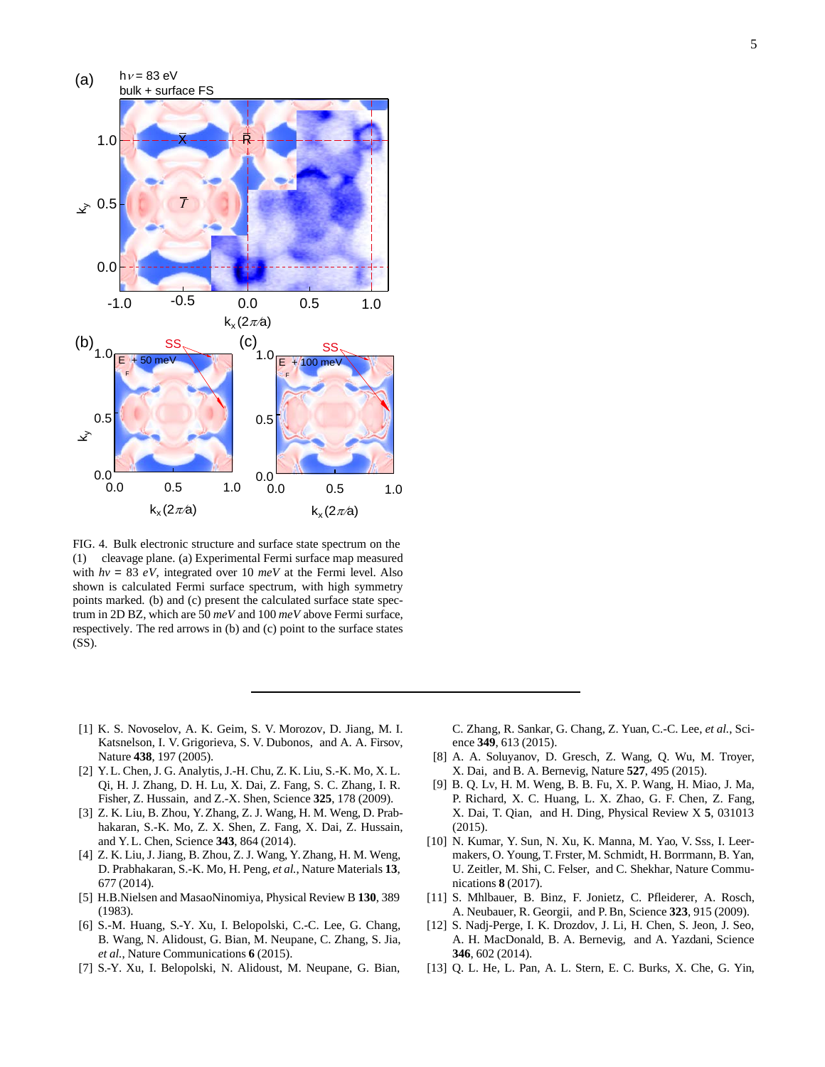FIG. 4. Bulk electronic structure and surface state spectrum on the (1) cleavage plane. (a) Experimental Fermi surface map measured with $hv$ = 83 $eV$, integrated over 10 $meV$ at the Fermi level. Also shown is calculated Fermi surface spectrum, with high symmetry points marked. (b) and (c) present the calculated surface state spectrum in 2D BZ, which are 50 $meV$ and 100 $meV$ above Fermi surface, respectively. The red arrows in (b) and (c) point to the surface states (SS).

[1] K. S. Novoselov, A. K. Geim, S. V. Morozov, D. Jiang, M. I. Katsnelson, I. V. Grigorieva, S. V. Dubonos, and A. A. Firsov, Nature **438**, 197 (2005).

[2] Y. L. Chen, J. G. Analytis, J.-H. Chu, Z. K. Liu, S.-K. Mo, X. L. Qi, H. J. Zhang, D. H. Lu, X. Dai, Z. Fang, S. C. Zhang, I. R. Fisher, Z. Hussain, and Z.-X. Shen, Science **325**, 178 (2009).

[3] Z. K. Liu, B. Zhou, Y. Zhang, Z. J. Wang, H. M. Weng, D. Prabhakaran, S.-K. Mo, Z. X. Shen, Z. Fang, X. Dai, Z. Hussain, and Y. L. Chen, Science **343**, 864 (2014).

[4] Z. K. Liu, J. Jiang, B. Zhou, Z. J. Wang, Y. Zhang, H. M. Weng, D. Prabhakaran, S.-K. Mo, H. Peng, *et al.*, Nature Materials **13**, 677 (2014).

[5] H.B.Nielsen and MasaoNinomiya, Physical Review B **130**, 389 (1983).

[6] S.-M. Huang, S.-Y. Xu, I. Belopolski, C.-C. Lee, G. Chang, B. Wang, N. Alidoust, G. Bian, M. Neupane, C. Zhang, S. Jia, *et al.*, Nature Communications **6** (2015).

[7] S.-Y. Xu, I. Belopolski, N. Alidoust, M. Neupane, G. Bian, C. Zhang, R. Sankar, G. Chang, Z. Yuan, C.-C. Lee, *et al.*, Science **349**, 613 (2015).

[8] A. A. Soluyanov, D. Gresch, Z. Wang, Q. Wu, M. Troyer, X. Dai, and B. A. Bernevig, Nature **527**, 495 (2015).

[9] B. Q. Lv, H. M. Weng, B. B. Fu, X. P. Wang, H. Miao, J. Ma, P. Richard, X. C. Huang, L. X. Zhao, G. F. Chen, Z. Fang, X. Dai, T. Qian, and H. Ding, Physical Review X **5**, 031013 (2015).

[10] N. Kumar, Y. Sun, N. Xu, K. Manna, M. Yao, V. Sss, I. Leermakers, O. Young, T. Frster, M. Schmidt, H. Borrmann, B. Yan, U. Zeitler, M. Shi, C. Felser, and C. Shekhar, Nature Communications **8** (2017).

[11] S. Mhlbauer, B. Binz, F. Jonietz, C. Pfleiderer, A. Rosch, A. Neubauer, R. Georgii, and P. Bn, Science **323**, 915 (2009).

[12] S. Nadj-Perge, I. K. Drozdov, J. Li, H. Chen, S. Jeon, J. Seo, A. H. MacDonald, B. A. Bernevig, and A. Yazdani, Science **346**, 602 (2014).

[13] Q. L. He, L. Pan, A. L. Stern, E. C. Burks, X. Che, G. Yin,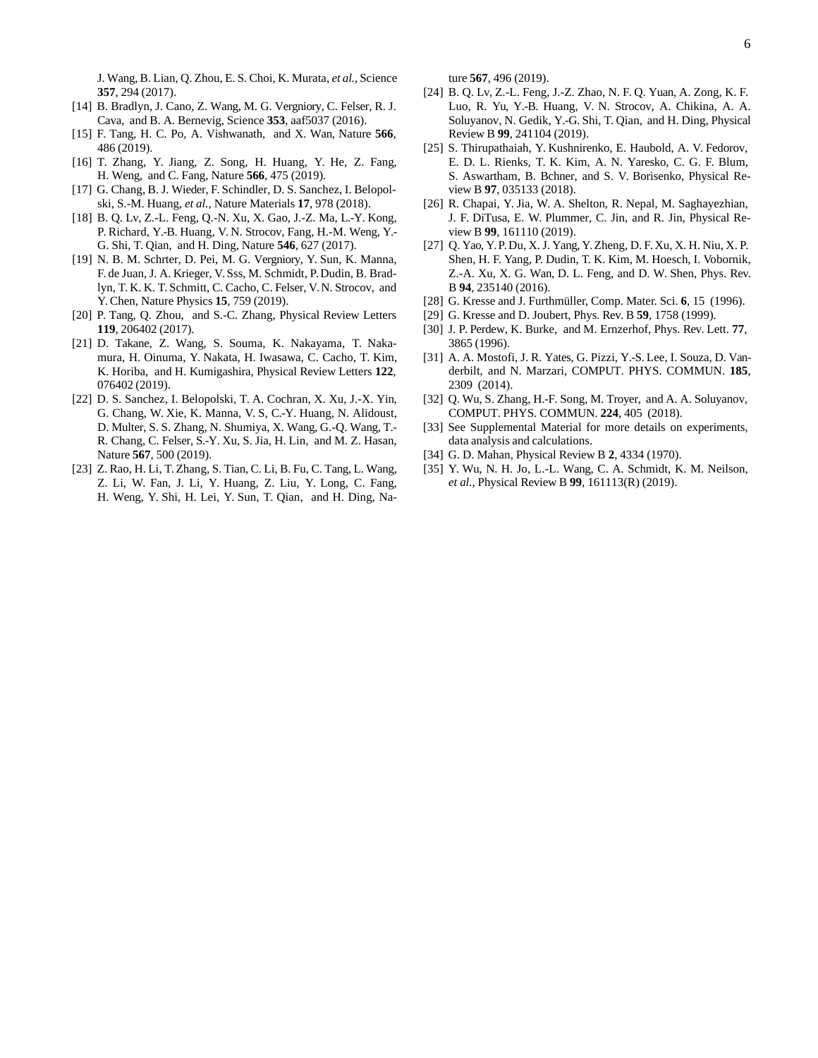J. Wang, B. Lian, Q. Zhou, E. S. Choi, K. Murata, *et al.*, Science **357**, 294 (2017).

[14] B. Bradlyn, J. Cano, Z. Wang, M. G. Vergniory, C. Felser, R. J. Cava, and B. A. Bernevig, Science **353**, aaf5037 (2016).

[15] F. Tang, H. C. Po, A. Vishwanath, and X. Wan, Nature **566**, 486 (2019).

[16] T. Zhang, Y. Jiang, Z. Song, H. Huang, Y. He, Z. Fang, H. Weng, and C. Fang, Nature **566**, 475 (2019).

[17] G. Chang, B. J. Wieder, F. Schindler, D. S. Sanchez, I. Belopolski, S.-M. Huang, *et al.*, Nature Materials **17**, 978 (2018).

[18] B. Q. Lv, Z.-L. Feng, Q.-N. Xu, X. Gao, J.-Z. Ma, L.-Y. Kong, P. Richard, Y.-B. Huang, V. N. Strocov, Fang, H.-M. Weng, Y.-G. Shi, T. Qian, and H. Ding, Nature **546**, 627 (2017).

[19] N. B. M. Schrter, D. Pei, M. G. Vergniory, Y. Sun, K. Manna, F. de Juan, J. A. Krieger, V. Sss, M. Schmidt, P. Dudin, B. Bradlyn, T. K. K. T. Schmitt, C. Cacho, C. Felser, V. N. Strocov, and Y. Chen, Nature Physics **15**, 759 (2019).

[20] P. Tang, Q. Zhou, and S.-C. Zhang, Physical Review Letters **119**, 206402 (2017).

[21] D. Takane, Z. Wang, S. Souma, K. Nakayama, T. Nakamura, H. Oinuma, Y. Nakata, H. Iwasawa, C. Cacho, T. Kim, K. Horiba, and H. Kumigashira, Physical Review Letters **122**, 076402 (2019).

[22] D. S. Sanchez, I. Belopolski, T. A. Cochran, X. Xu, J.-X. Yin, G. Chang, W. Xie, K. Manna, V. S, C.-Y. Huang, N. Alidoust, D. Multer, S. S. Zhang, N. Shumiya, X. Wang, G.-Q. Wang, T.-R. Chang, C. Felser, S.-Y. Xu, S. Jia, H. Lin, and M. Z. Hasan, Nature **567**, 500 (2019).

[23] Z. Rao, H. Li, T. Zhang, S. Tian, C. Li, B. Fu, C. Tang, L. Wang, Z. Li, W. Fan, J. Li, Y. Huang, Z. Liu, Y. Long, C. Fang, H. Weng, Y. Shi, H. Lei, Y. Sun, T. Qian, and H. Ding, Nature **567**, 496 (2019).

[24] B. Q. Lv, Z.-L. Feng, J.-Z. Zhao, N. F. Q. Yuan, A. Zong, K. F. Luo, R. Yu, Y.-B. Huang, V. N. Strocov, A. Chikina, A. A. Soluyanov, N. Gedik, Y.-G. Shi, T. Qian, and H. Ding, Physical Review B **99**, 241104 (2019).

[25] S. Thirupathaiah, Y. Kushnirenko, E. Haubold, A. V. Fedorov, E. D. L. Rienks, T. K. Kim, A. N. Yaresko, C. G. F. Blum, S. Aswartham, B. Bchner, and S. V. Borisenko, Physical Review B **97**, 035133 (2018).

[26] R. Chapai, Y. Jia, W. A. Shelton, R. Nepal, M. Saghayezhian, J. F. DiTusa, E. W. Plummer, C. Jin, and R. Jin, Physical Review B **99**, 161110 (2019).

[27] Q. Yao, Y. P. Du, X. J. Yang, Y. Zheng, D. F. Xu, X. H. Niu, X. P. Shen, H. F. Yang, P. Dudin, T. K. Kim, M. Hoesch, I. Vobornik, Z.-A. Xu, X. G. Wan, D. L. Feng, and D. W. Shen, Phys. Rev. B **94**, 235140 (2016).

[28] G. Kresse and J. Furthmüller, Comp. Mater. Sci. **6**, 15 (1996).

[29] G. Kresse and D. Joubert, Phys. Rev. B **59**, 1758 (1999).

[30] J. P. Perdew, K. Burke, and M. Ernzerhof, Phys. Rev. Lett. **77**, 3865 (1996).

[31] A. A. Mostofi, J. R. Yates, G. Pizzi, Y.-S. Lee, I. Souza, D. Vanderbilt, and N. Marzari, COMPUT. PHYS. COMMUN. **185**, 2309 (2014).

[32] Q. Wu, S. Zhang, H.-F. Song, M. Troyer, and A. A. Soluyanov, COMPUT. PHYS. COMMUN. **224**, 405 (2018).

[33] See Supplemental Material for more details on experiments, data analysis and calculations.

[34] G. D. Mahan, Physical Review B **2**, 4334 (1970).

[35] Y. Wu, N. H. Jo, L.-L. Wang, C. A. Schmidt, K. M. Neilson, *et al.*, Physical Review B **99**, 161113(R) (2019).